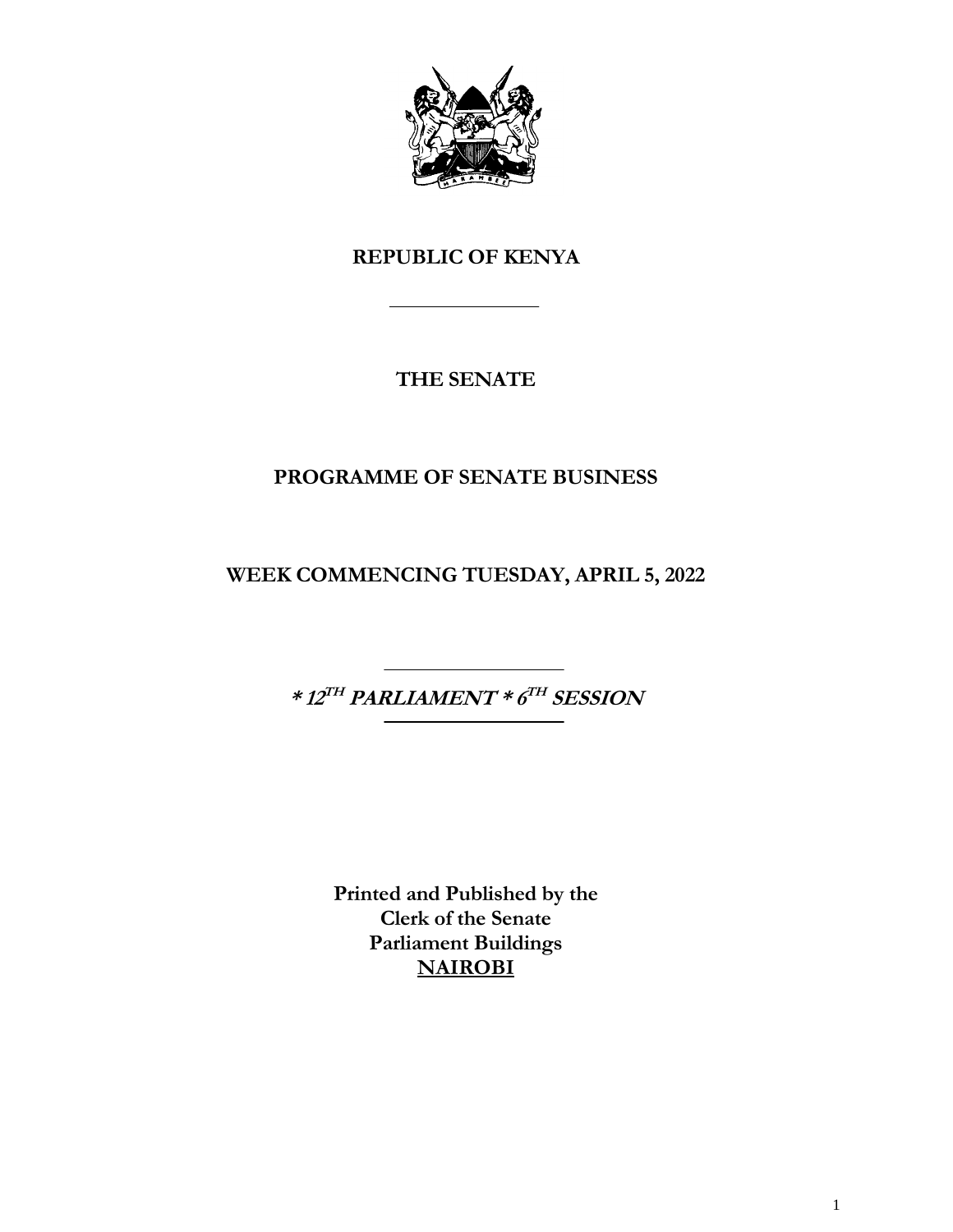**REPUBLIC OF KENYA**

---

**THE SENATE**

**PROGRAMME OF SENATE BUSINESS**

**WEEK COMMENCING TUESDAY, APRIL 5, 2022**

---

***\* 12TH PARLIAMENT \* 6TH SESSION***

---

**Printed and Published by the**
**Clerk of the Senate**
**Parliament Buildings**
**NAIROBI**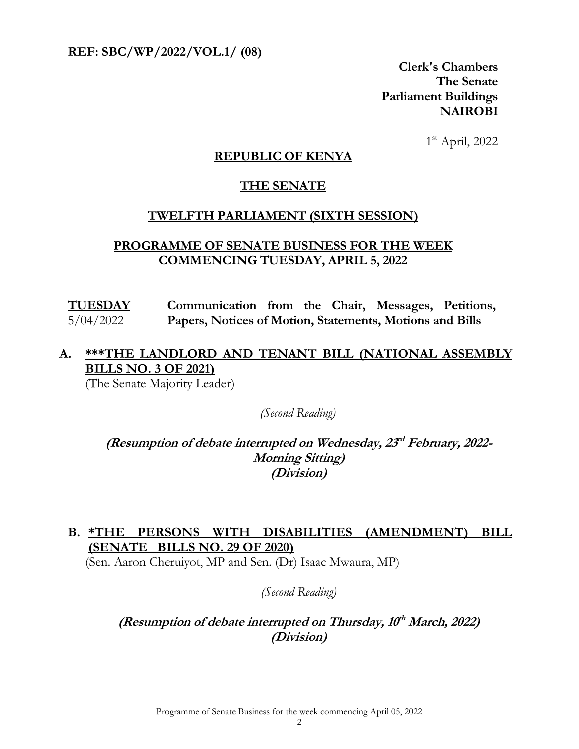**REF: SBC/WP/2022/VOL.1/ (08)**

**Clerk's Chambers**
**The Senate**
**Parliament Buildings**
**NAIROBI**

1st April, 2022

## REPUBLIC OF KENYA

## THE SENATE

## TWELFTH PARLIAMENT (SIXTH SESSION)

## PROGRAMME OF SENATE BUSINESS FOR THE WEEK COMMENCING TUESDAY, APRIL 5, 2022

**TUESDAY** 5/04/2022 — **Communication from the Chair, Messages, Petitions, Papers, Notices of Motion, Statements, Motions and Bills**

**A. \*\*\*THE LANDLORD AND TENANT BILL (NATIONAL ASSEMBLY BILLS NO. 3 OF 2021)**

(The Senate Majority Leader)

*(Second Reading)*

***(Resumption of debate interrupted on Wednesday, 23rd February, 2022-Morning Sitting)***
***(Division)***

**B. \*THE PERSONS WITH DISABILITIES (AMENDMENT) BILL (SENATE BILLS NO. 29 OF 2020)**

(Sen. Aaron Cheruiyot, MP and Sen. (Dr) Isaac Mwaura, MP)

*(Second Reading)*

***(Resumption of debate interrupted on Thursday, 10th March, 2022)***
***(Division)***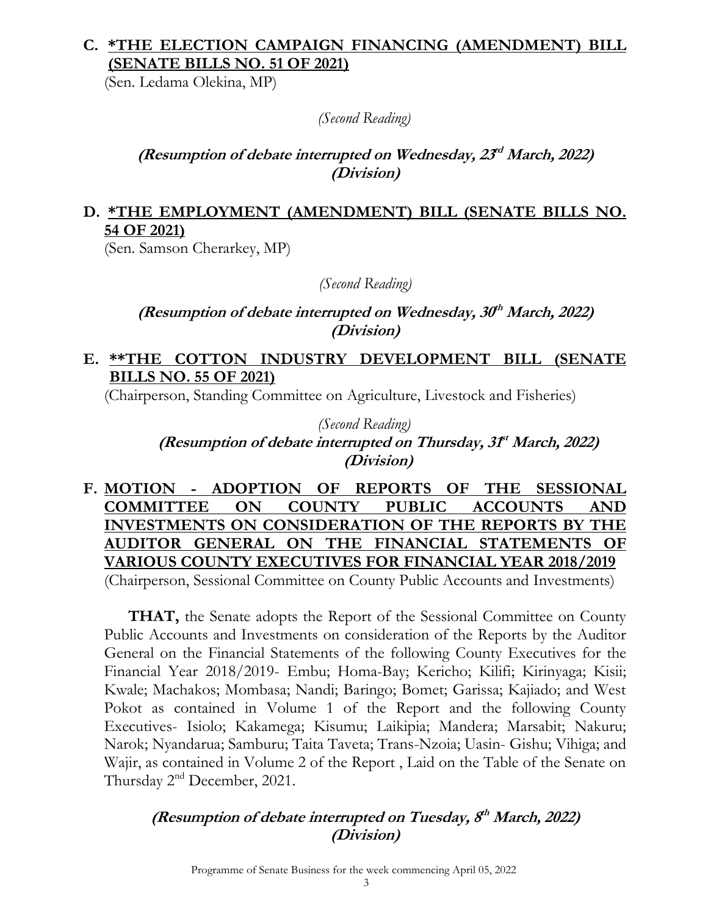## C. **<u>*THE ELECTION CAMPAIGN FINANCING (AMENDMENT) BILL (SENATE BILLS NO. 51 OF 2021)</u>**

(Sen. Ledama Olekina, MP)

*(Second Reading)*

***(Resumption of debate interrupted on Wednesday, 23rd March, 2022)***
***(Division)***

## D. **<u>*THE EMPLOYMENT (AMENDMENT) BILL (SENATE BILLS NO. 54 OF 2021)</u>**

(Sen. Samson Cherarkey, MP)

*(Second Reading)*

***(Resumption of debate interrupted on Wednesday, 30th March, 2022)***
***(Division)***

## E. **<u>**THE COTTON INDUSTRY DEVELOPMENT BILL (SENATE BILLS NO. 55 OF 2021)</u>**

(Chairperson, Standing Committee on Agriculture, Livestock and Fisheries)

*(Second Reading)*

***(Resumption of debate interrupted on Thursday, 31st March, 2022)***
***(Division)***

## F. **<u>MOTION - ADOPTION OF REPORTS OF THE SESSIONAL COMMITTEE ON COUNTY PUBLIC ACCOUNTS AND INVESTMENTS ON CONSIDERATION OF THE REPORTS BY THE AUDITOR GENERAL ON THE FINANCIAL STATEMENTS OF VARIOUS COUNTY EXECUTIVES FOR FINANCIAL YEAR 2018/2019</u>**

(Chairperson, Sessional Committee on County Public Accounts and Investments)

**THAT,** the Senate adopts the Report of the Sessional Committee on County Public Accounts and Investments on consideration of the Reports by the Auditor General on the Financial Statements of the following County Executives for the Financial Year 2018/2019- Embu; Homa-Bay; Kericho; Kilifi; Kirinyaga; Kisii; Kwale; Machakos; Mombasa; Nandi; Baringo; Bomet; Garissa; Kajiado; and West Pokot as contained in Volume 1 of the Report and the following County Executives- Isiolo; Kakamega; Kisumu; Laikipia; Mandera; Marsabit; Nakuru; Narok; Nyandarua; Samburu; Taita Taveta; Trans-Nzoia; Uasin- Gishu; Vihiga; and Wajir, as contained in Volume 2 of the Report , Laid on the Table of the Senate on Thursday 2nd December, 2021.

***(Resumption of debate interrupted on Tuesday, 8th March, 2022)***
***(Division)***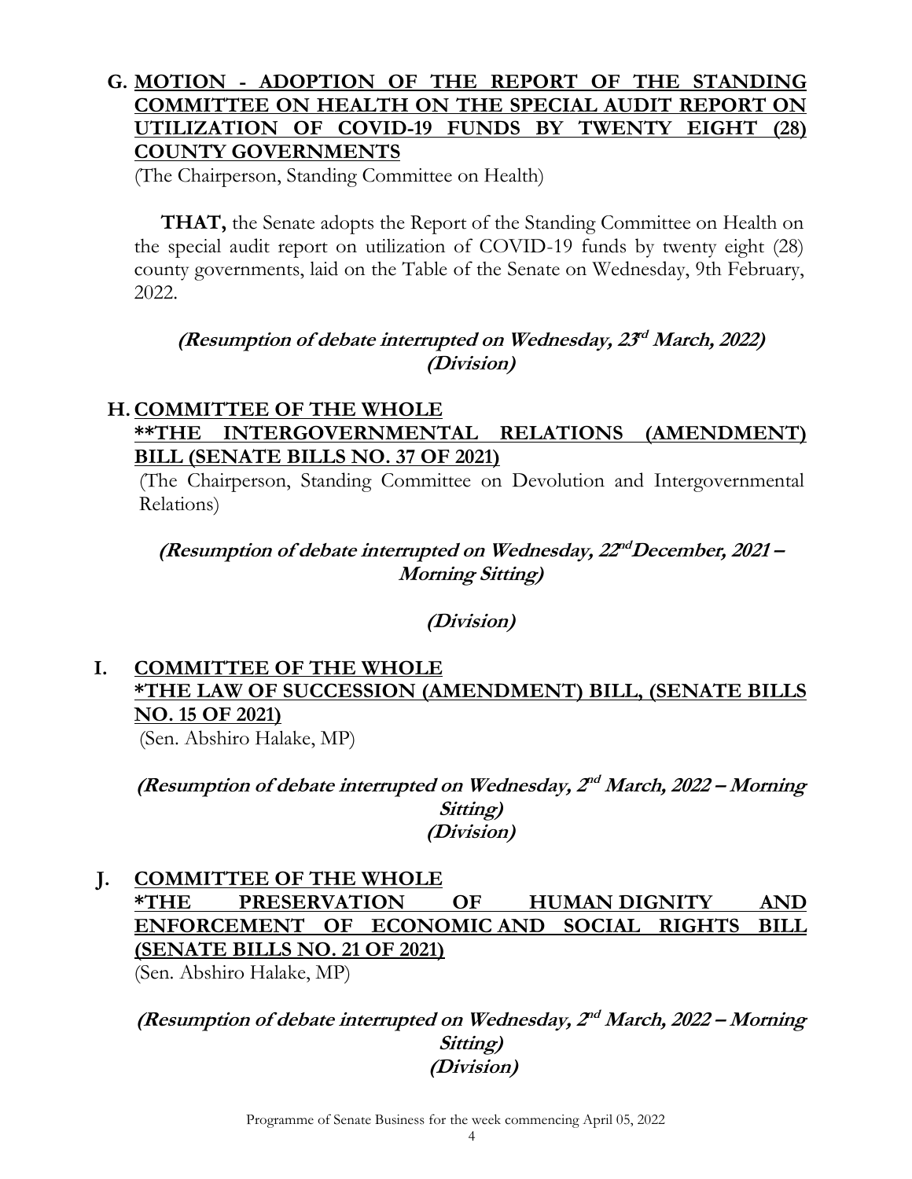**G. MOTION - ADOPTION OF THE REPORT OF THE STANDING COMMITTEE ON HEALTH ON THE SPECIAL AUDIT REPORT ON UTILIZATION OF COVID-19 FUNDS BY TWENTY EIGHT (28) COUNTY GOVERNMENTS**

(The Chairperson, Standing Committee on Health)

**THAT,** the Senate adopts the Report of the Standing Committee on Health on the special audit report on utilization of COVID-19 funds by twenty eight (28) county governments, laid on the Table of the Senate on Wednesday, 9th February, 2022.

***(Resumption of debate interrupted on Wednesday, 23rd March, 2022)***
***(Division)***

**H. COMMITTEE OF THE WHOLE**
**\*\*THE INTERGOVERNMENTAL RELATIONS (AMENDMENT) BILL (SENATE BILLS NO. 37 OF 2021)**

(The Chairperson, Standing Committee on Devolution and Intergovernmental Relations)

***(Resumption of debate interrupted on Wednesday, 22nd December, 2021 – Morning Sitting)***

***(Division)***

**I. COMMITTEE OF THE WHOLE**
**\*THE LAW OF SUCCESSION (AMENDMENT) BILL, (SENATE BILLS NO. 15 OF 2021)**

(Sen. Abshiro Halake, MP)

***(Resumption of debate interrupted on Wednesday, 2nd March, 2022 – Morning Sitting)***
***(Division)***

**J. COMMITTEE OF THE WHOLE**
**\*THE PRESERVATION OF HUMAN DIGNITY AND ENFORCEMENT OF ECONOMIC AND SOCIAL RIGHTS BILL (SENATE BILLS NO. 21 OF 2021)**

(Sen. Abshiro Halake, MP)

***(Resumption of debate interrupted on Wednesday, 2nd March, 2022 – Morning Sitting)***
***(Division)***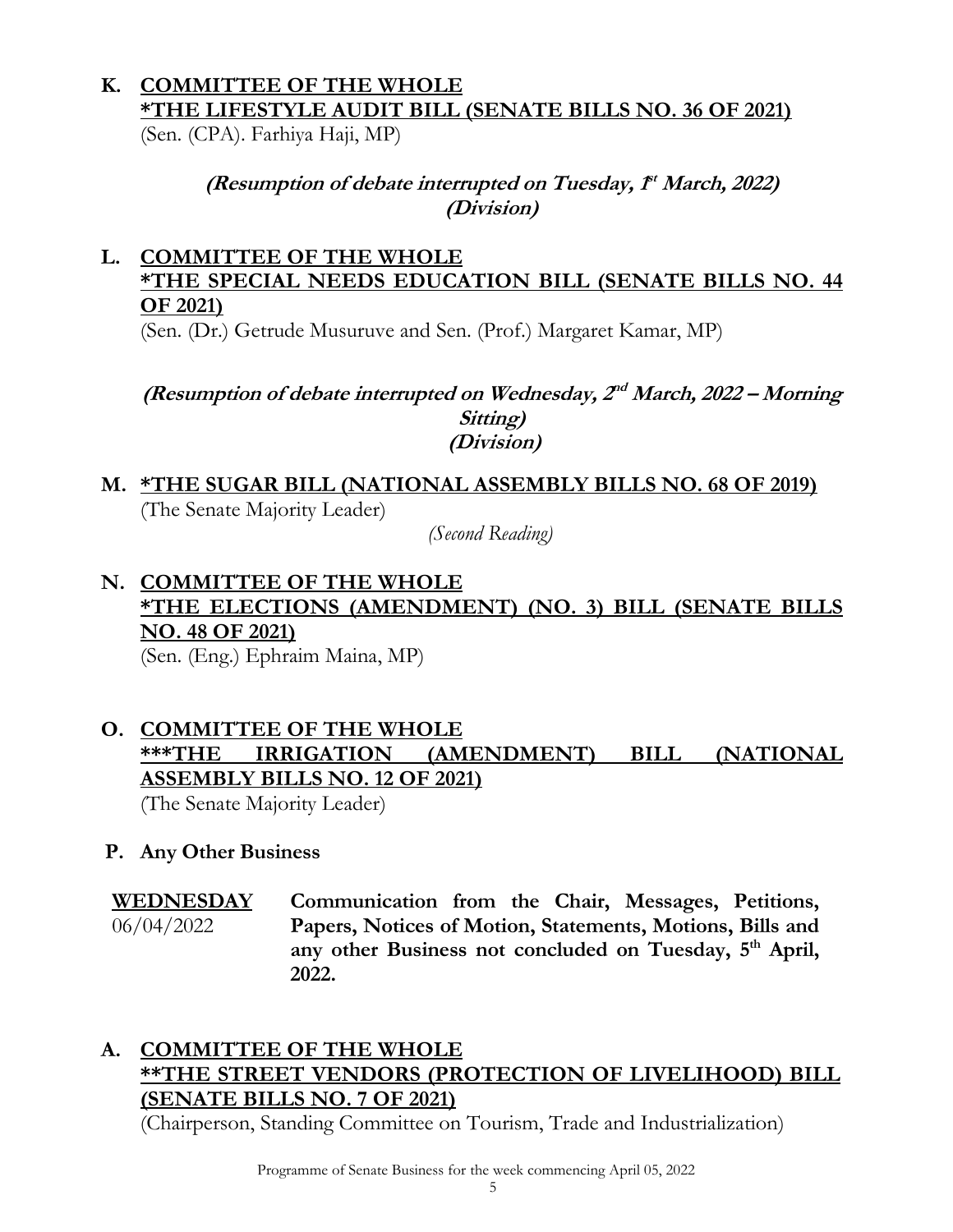**K. COMMITTEE OF THE WHOLE**
**<u>*THE LIFESTYLE AUDIT BILL (SENATE BILLS NO. 36 OF 2021)</u>**
(Sen. (CPA). Farhiya Haji, MP)

***(Resumption of debate interrupted on Tuesday, 1st March, 2022)***
***(Division)***

**L. COMMITTEE OF THE WHOLE**
**<u>*THE SPECIAL NEEDS EDUCATION BILL (SENATE BILLS NO. 44 OF 2021)</u>**
(Sen. (Dr.) Getrude Musuruve and Sen. (Prof.) Margaret Kamar, MP)

***(Resumption of debate interrupted on Wednesday, 2nd March, 2022 – Morning Sitting)***
***(Division)***

**M. <u>*THE SUGAR BILL (NATIONAL ASSEMBLY BILLS NO. 68 OF 2019)</u>**
(The Senate Majority Leader)

*(Second Reading)*

**N. COMMITTEE OF THE WHOLE**
**<u>*THE ELECTIONS (AMENDMENT) (NO. 3) BILL (SENATE BILLS NO. 48 OF 2021)</u>**
(Sen. (Eng.) Ephraim Maina, MP)

**O. COMMITTEE OF THE WHOLE**
**<u>***THE IRRIGATION (AMENDMENT) BILL (NATIONAL ASSEMBLY BILLS NO. 12 OF 2021)</u>**
(The Senate Majority Leader)

**P. Any Other Business**

**<u>WEDNESDAY</u>**
06/04/2022

**Communication from the Chair, Messages, Petitions, Papers, Notices of Motion, Statements, Motions, Bills and any other Business not concluded on Tuesday, 5th April, 2022.**

**A. COMMITTEE OF THE WHOLE**
**<u>**THE STREET VENDORS (PROTECTION OF LIVELIHOOD) BILL (SENATE BILLS NO. 7 OF 2021)</u>**
(Chairperson, Standing Committee on Tourism, Trade and Industrialization)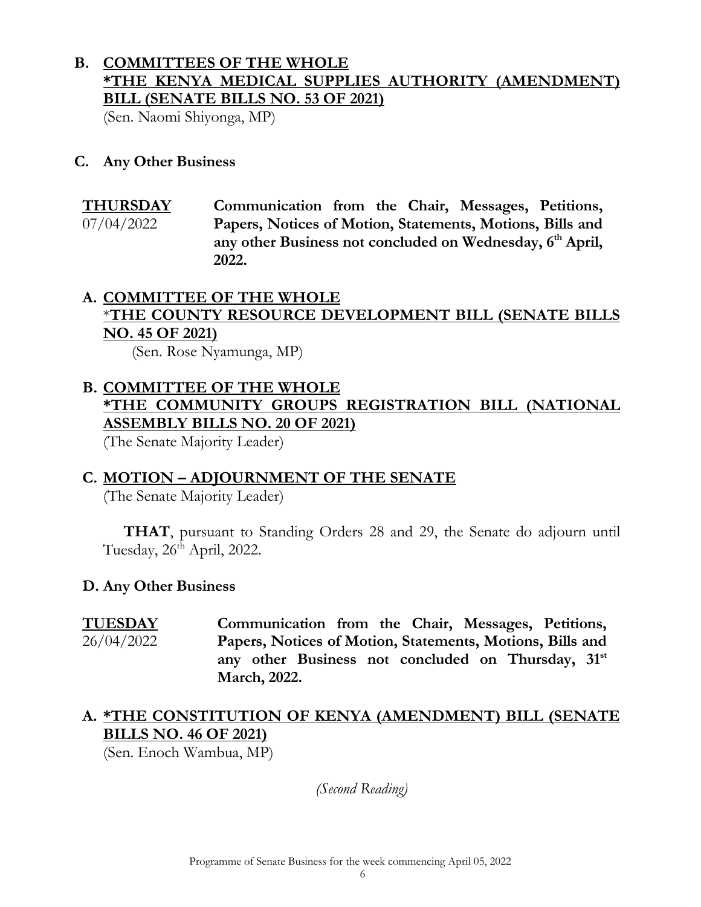**B. <u>COMMITTEES OF THE WHOLE</u>**
**<u>*THE KENYA MEDICAL SUPPLIES AUTHORITY (AMENDMENT) BILL (SENATE BILLS NO. 53 OF 2021)</u>**
(Sen. Naomi Shiyonga, MP)

**C. Any Other Business**

| **<u>THURSDAY</u>** | **Communication from the Chair, Messages, Petitions, Papers, Notices of Motion, Statements, Motions, Bills and any other Business not concluded on Wednesday, 6th April, 2022.** |
|---|---|
| 07/04/2022 | |

**A. <u>COMMITTEE OF THE WHOLE</u>**
**<u>*THE COUNTY RESOURCE DEVELOPMENT BILL (SENATE BILLS NO. 45 OF 2021)</u>**
(Sen. Rose Nyamunga, MP)

**B. <u>COMMITTEE OF THE WHOLE</u>**
**<u>*THE COMMUNITY GROUPS REGISTRATION BILL (NATIONAL ASSEMBLY BILLS NO. 20 OF 2021)</u>**
(The Senate Majority Leader)

**C. <u>MOTION – ADJOURNMENT OF THE SENATE</u>**
(The Senate Majority Leader)

**THAT**, pursuant to Standing Orders 28 and 29, the Senate do adjourn until Tuesday, 26th April, 2022.

**D. Any Other Business**

| **<u>TUESDAY</u>** | **Communication from the Chair, Messages, Petitions, Papers, Notices of Motion, Statements, Motions, Bills and any other Business not concluded on Thursday, 31st March, 2022.** |
|---|---|
| 26/04/2022 | |

**A. <u>*THE CONSTITUTION OF KENYA (AMENDMENT) BILL (SENATE BILLS NO. 46 OF 2021)</u>**
(Sen. Enoch Wambua, MP)

*(Second Reading)*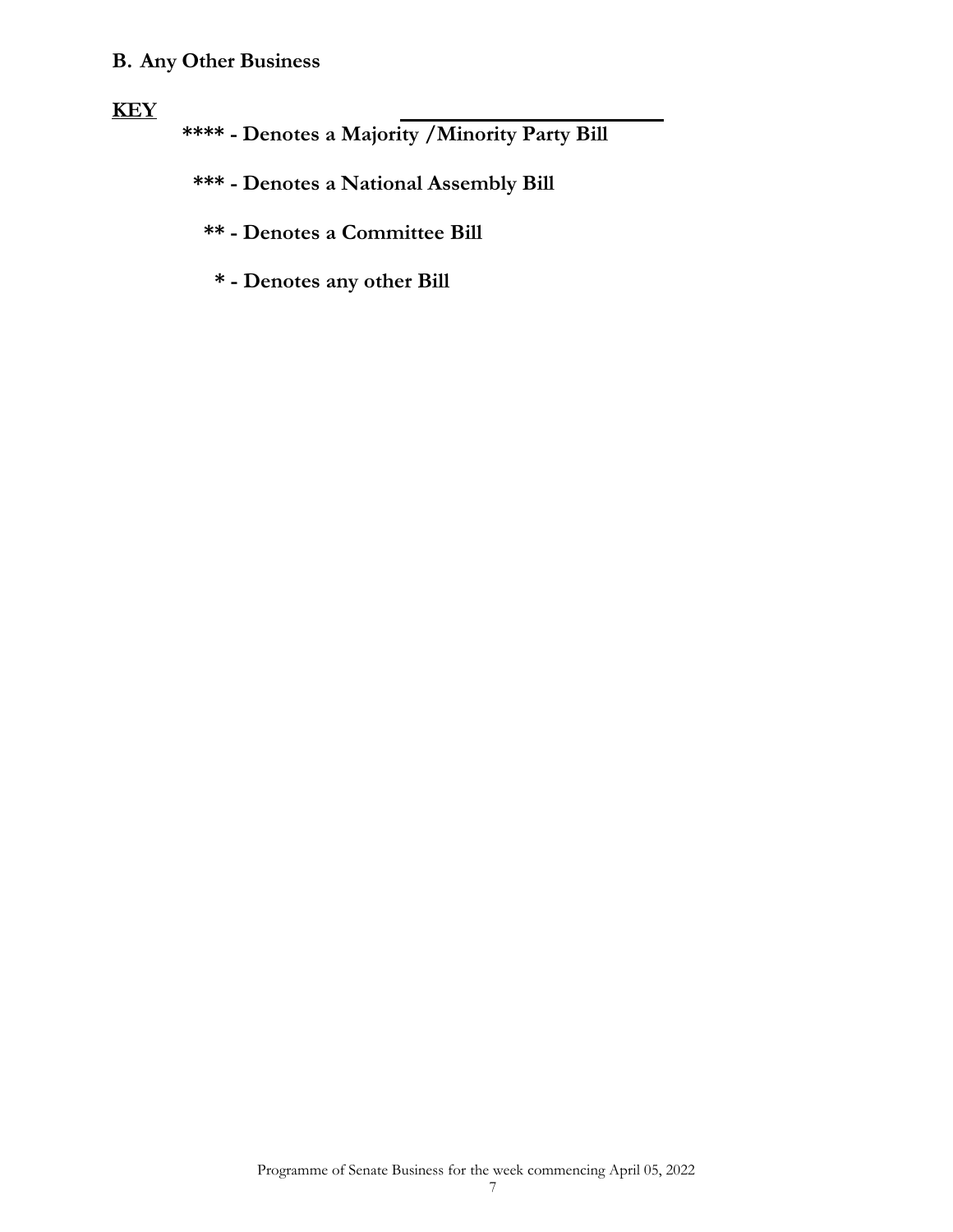**B. Any Other Business**

**KEY**

**\*\*\*\* - Denotes a Majority /Minority Party Bill**

**\*\*\* - Denotes a National Assembly Bill**

**\*\* - Denotes a Committee Bill**

**\* - Denotes any other Bill**